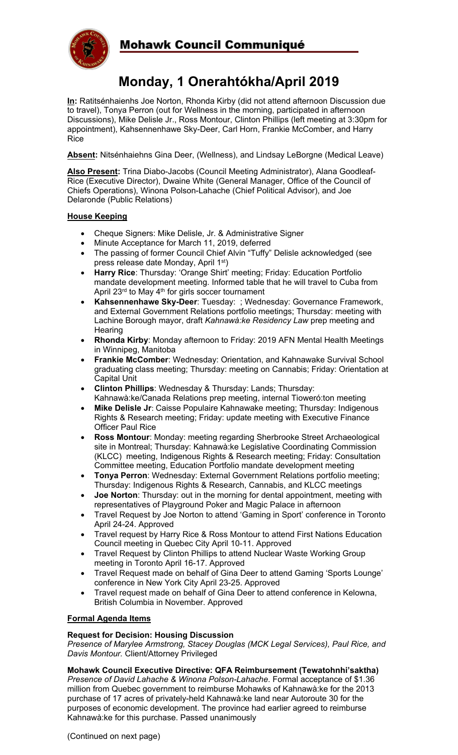# Mohawk Council Communiqué

## Monday, 1 Onerahtókha/April 2019

**In:** Ratitsénhaienhs Joe Norton, Rhonda Kirby (did not attend afternoon Discussion due to travel), Tonya Perron (out for Wellness in the morning, participated in afternoon Discussions), Mike Delisle Jr., Ross Montour, Clinton Phillips (left meeting at 3:30pm for appointment), Kahsennenhawe Sky-Deer, Carl Horn, Frankie McComber, and Harry Rice

**Absent:** Nitsénhaiehns Gina Deer, (Wellness), and Lindsay LeBorgne (Medical Leave)

**Also Present:** Trina Diabo-Jacobs (Council Meeting Administrator), Alana Goodleaf-Rice (Executive Director), Dwaine White (General Manager, Office of the Council of Chiefs Operations), Winona Polson-Lahache (Chief Political Advisor), and Joe Delaronde (Public Relations)

### House Keeping

- Cheque Signers: Mike Delisle, Jr. & Administrative Signer
- Minute Acceptance for March 11, 2019, deferred
- The passing of former Council Chief Alvin "Tuffy" Delisle acknowledged (see press release date Monday, April 1st)
- **Harry Rice**: Thursday: 'Orange Shirt' meeting; Friday: Education Portfolio mandate development meeting. Informed table that he will travel to Cuba from April 23rd to May 4th for girls soccer tournament
- **Kahsennenhawe Sky-Deer**: Tuesday: ; Wednesday: Governance Framework, and External Government Relations portfolio meetings; Thursday: meeting with Lachine Borough mayor, draft *Kahnawà:ke Residency Law* prep meeting and Hearing
- **Rhonda Kirby**: Monday afternoon to Friday: 2019 AFN Mental Health Meetings in Winnipeg, Manitoba
- **Frankie McComber**: Wednesday: Orientation, and Kahnawake Survival School graduating class meeting; Thursday: meeting on Cannabis; Friday: Orientation at Capital Unit
- **Clinton Phillips**: Wednesday & Thursday: Lands; Thursday: Kahnawà:ke/Canada Relations prep meeting, internal Tioweró:ton meeting
- **Mike Delisle Jr**: Caisse Populaire Kahnawake meeting; Thursday: Indigenous Rights & Research meeting; Friday: update meeting with Executive Finance Officer Paul Rice
- **Ross Montour**: Monday: meeting regarding Sherbrooke Street Archaeological site in Montreal; Thursday: Kahnawà:ke Legislative Coordinating Commission (KLCC) meeting, Indigenous Rights & Research meeting; Friday: Consultation Committee meeting, Education Portfolio mandate development meeting
- **Tonya Perron**: Wednesday: External Government Relations portfolio meeting; Thursday: Indigenous Rights & Research, Cannabis, and KLCC meetings
- **Joe Norton**: Thursday: out in the morning for dental appointment, meeting with representatives of Playground Poker and Magic Palace in afternoon
- Travel Request by Joe Norton to attend 'Gaming in Sport' conference in Toronto April 24-24. Approved
- Travel request by Harry Rice & Ross Montour to attend First Nations Education Council meeting in Quebec City April 10-11. Approved
- Travel Request by Clinton Phillips to attend Nuclear Waste Working Group meeting in Toronto April 16-17. Approved
- Travel Request made on behalf of Gina Deer to attend Gaming 'Sports Lounge' conference in New York City April 23-25. Approved
- Travel request made on behalf of Gina Deer to attend conference in Kelowna, British Columbia in November. Approved

### Formal Agenda Items

**Request for Decision: Housing Discussion**
*Presence of Marylee Armstrong, Stacey Douglas (MCK Legal Services), Paul Rice, and Davis Montour.* Client/Attorney Privileged

**Mohawk Council Executive Directive: QFA Reimbursement (Tewatohnhi'saktha)**
*Presence of David Lahache & Winona Polson-Lahache*. Formal acceptance of $1.36 million from Quebec government to reimburse Mohawks of Kahnawà:ke for the 2013 purchase of 17 acres of privately-held Kahnawà:ke land near Autoroute 30 for the purposes of economic development. The province had earlier agreed to reimburse Kahnawà:ke for this purchase. Passed unanimously

(Continued on next page)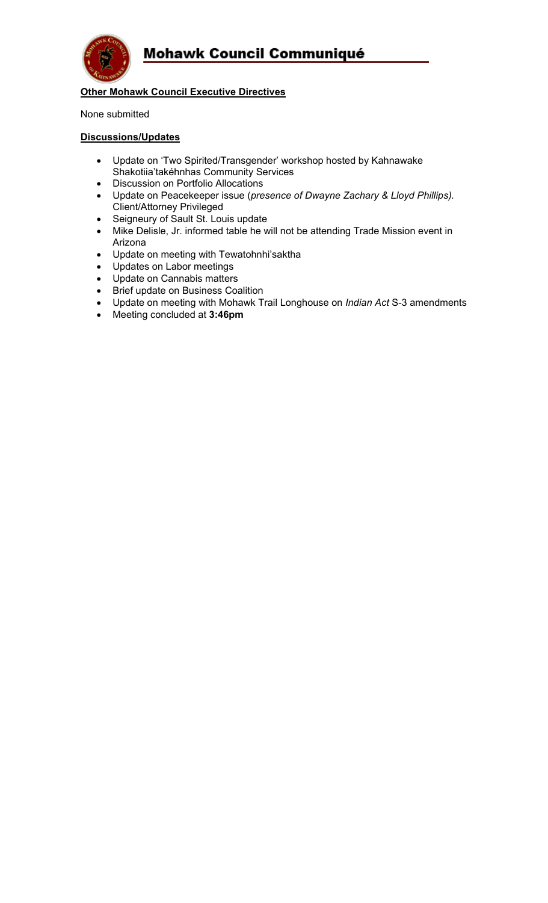# Mohawk Council Communiqué

**Other Mohawk Council Executive Directives**

None submitted

**Discussions/Updates**

- Update on 'Two Spirited/Transgender' workshop hosted by Kahnawake Shakotiia'takéhnhas Community Services
- Discussion on Portfolio Allocations
- Update on Peacekeeper issue (*presence of Dwayne Zachary & Lloyd Phillips).* Client/Attorney Privileged
- Seigneury of Sault St. Louis update
- Mike Delisle, Jr. informed table he will not be attending Trade Mission event in Arizona
- Update on meeting with Tewatohnhi'saktha
- Updates on Labor meetings
- Update on Cannabis matters
- Brief update on Business Coalition
- Update on meeting with Mohawk Trail Longhouse on *Indian Act* S-3 amendments
- Meeting concluded at **3:46pm**